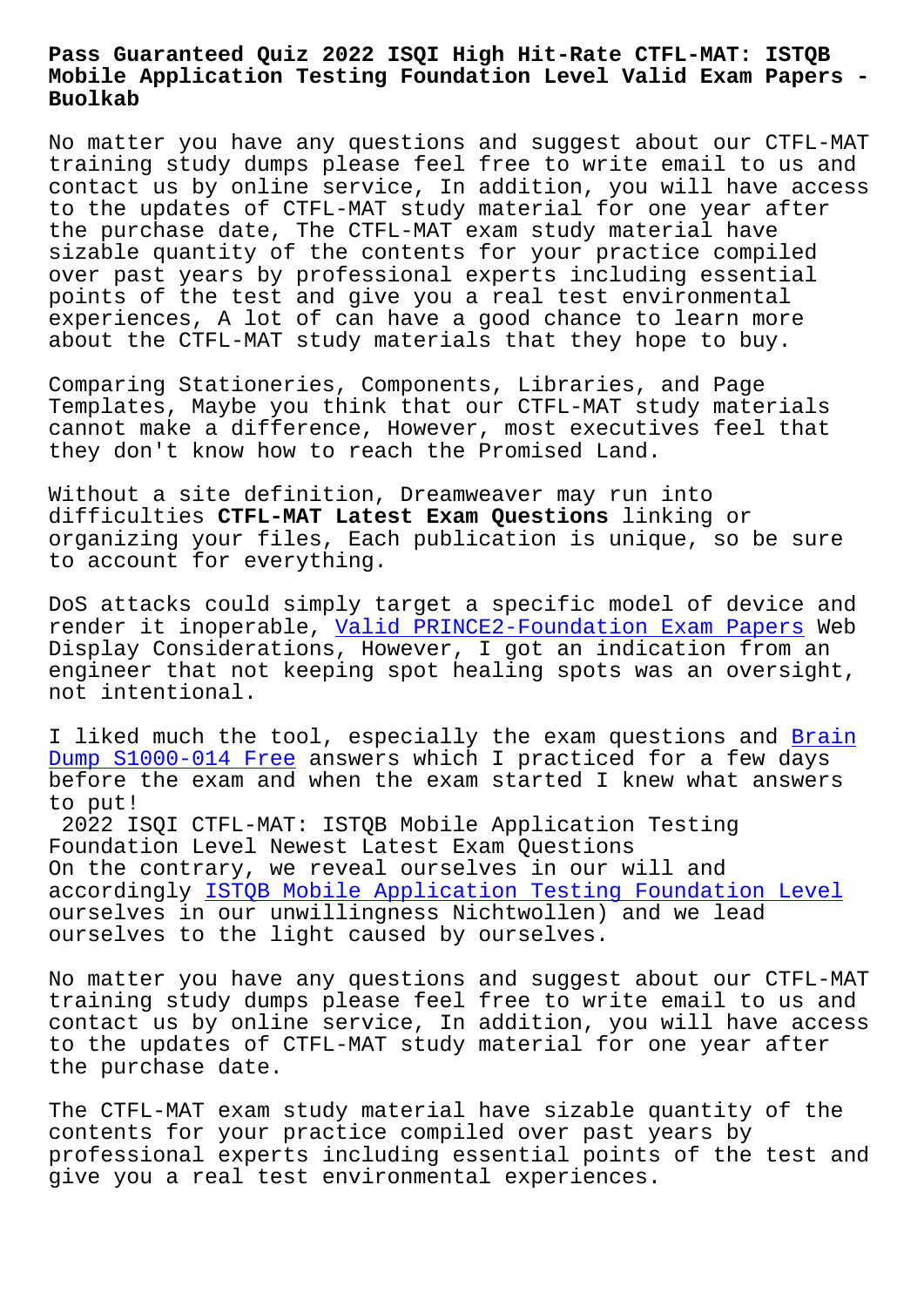# Pass Guaranteed Quiz 2022 ISQI High Hit-Rate CTFL-MAT: ISTQB Mobile Application Testing Foundation Level Valid Exam Papers - Buolkab

No matter you have any questions and suggest about our CTFL-MAT training study dumps please feel free to write email to us and contact us by online service, In addition, you will have access to the updates of CTFL-MAT study material for one year after the purchase date, The CTFL-MAT exam study material have sizable quantity of the contents for your practice compiled over past years by professional experts including essential points of the test and give you a real test environmental experiences, A lot of can have a good chance to learn more about the CTFL-MAT study materials that they hope to buy.

Comparing Stationeries, Components, Libraries, and Page Templates, Maybe you think that our CTFL-MAT study materials cannot make a difference, However, most executives feel that they don't know how to reach the Promised Land.

Without a site definition, Dreamweaver may run into difficulties **CTFL-MAT Latest Exam Questions** linking or organizing your files, Each publication is unique, so be sure to account for everything.

DoS attacks could simply target a specific model of device and render it inoperable, Valid PRINCE2-Foundation Exam Papers Web Display Considerations, However, I got an indication from an engineer that not keeping spot healing spots was an oversight, not intentional.

I liked much the tool, especially the exam questions and Brain Dump S1000-014 Free answers which I practiced for a few days before the exam and when the exam started I knew what answers to put!

## 2022 ISQI CTFL-MAT: ISTQB Mobile Application Testing Foundation Level Newest Latest Exam Questions

On the contrary, we reveal ourselves in our will and accordingly ISTQB Mobile Application Testing Foundation Level ourselves in our unwillingness Nichtwollen) and we lead ourselves to the light caused by ourselves.

No matter you have any questions and suggest about our CTFL-MAT training study dumps please feel free to write email to us and contact us by online service, In addition, you will have access to the updates of CTFL-MAT study material for one year after the purchase date.

The CTFL-MAT exam study material have sizable quantity of the contents for your practice compiled over past years by professional experts including essential points of the test and give you a real test environmental experiences.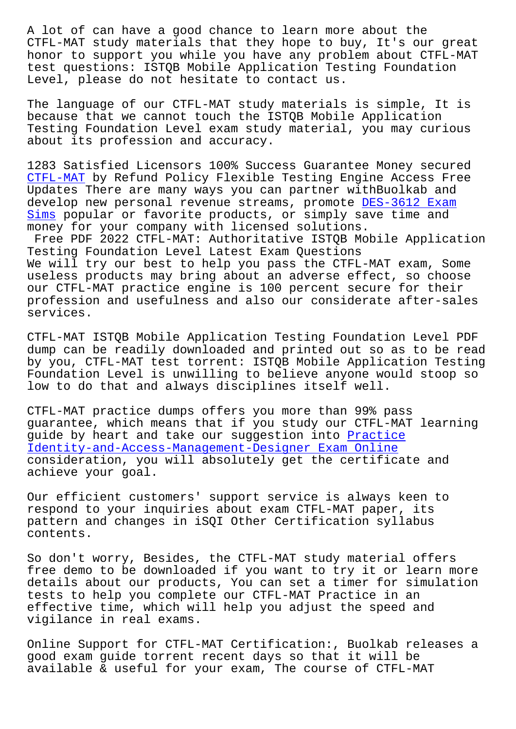A lot of can have a good chance to learn more about the CTFL-MAT study materials that they hope to buy, It's our great honor to support you while you have any problem about CTFL-MAT test questions: ISTQB Mobile Application Testing Foundation Level, please do not hesitate to contact us.

The language of our CTFL-MAT study materials is simple, It is because that we cannot touch the ISTQB Mobile Application Testing Foundation Level exam study material, you may curious about its profession and accuracy.

1283 Satisfied Licensors 100% Success Guarantee Money secured CTFL-MAT by Refund Policy Flexible Testing Engine Access Free Updates There are many ways you can partner withBuolkab and develop new personal revenue streams, promote DES-3612 Exam Sims popular or favorite products, or simply save time and money for your company with licensed solutions.

Free PDF 2022 CTFL-MAT: Authoritative ISTQB Mobile Application Testing Foundation Level Latest Exam Questions

We will try our best to help you pass the CTFL-MAT exam, Some useless products may bring about an adverse effect, so choose our CTFL-MAT practice engine is 100 percent secure for their profession and usefulness and also our considerate after-sales services.

CTFL-MAT ISTQB Mobile Application Testing Foundation Level PDF dump can be readily downloaded and printed out so as to be read by you, CTFL-MAT test torrent: ISTQB Mobile Application Testing Foundation Level is unwilling to believe anyone would stoop so low to do that and always disciplines itself well.

CTFL-MAT practice dumps offers you more than 99% pass guarantee, which means that if you study our CTFL-MAT learning guide by heart and take our suggestion into Practice Identity-and-Access-Management-Designer Exam Online consideration, you will absolutely get the certificate and achieve your goal.

Our efficient customers' support service is always keen to respond to your inquiries about exam CTFL-MAT paper, its pattern and changes in iSQI Other Certification syllabus contents.

So don't worry, Besides, the CTFL-MAT study material offers free demo to be downloaded if you want to try it or learn more details about our products, You can set a timer for simulation tests to help you complete our CTFL-MAT Practice in an effective time, which will help you adjust the speed and vigilance in real exams.

Online Support for CTFL-MAT Certification:, Buolkab releases a good exam guide torrent recent days so that it will be available & useful for your exam, The course of CTFL-MAT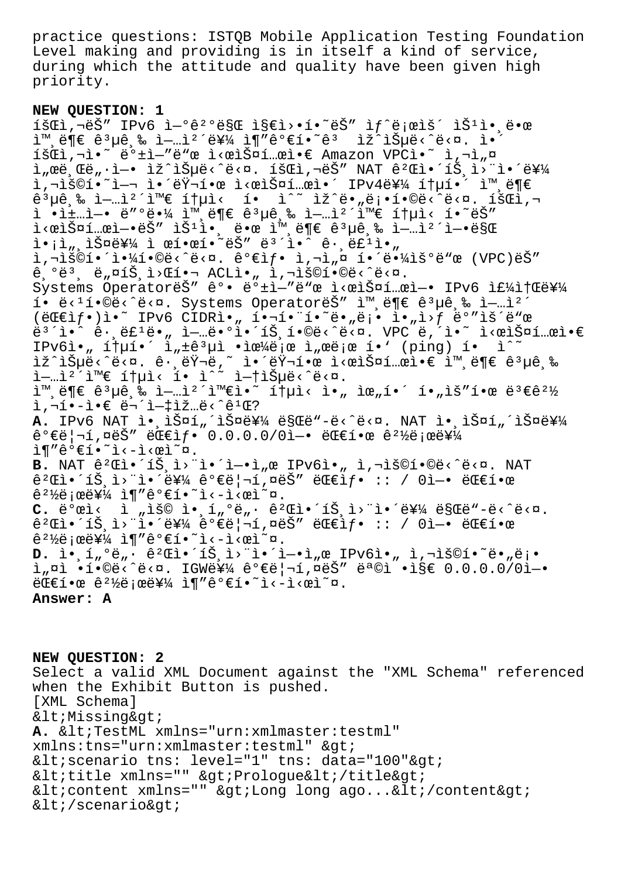practice questions: ISTQB Mobile Application Testing Foundation Level making and providing is in itself a kind of service, during which the attitude and quality have been given high priority.

**NEW QUESTION: 1**
íšŒì‚¬ëŠ” IPv6 ì—°ê²°ë§Œ ì§€ì›í•˜ëŠ” ìƒˆë¡œìš´ ìŠ¹ì•¸ëœ ì™¸ë¶€ ê³µê¸‰ ì—…ì²´ë¥¼ ì¶”가í•˜ê³  ìžˆìŠµë‹ˆë‹¤. ì•´ íšŒì‚¬ì•˜ ë°±ì—"œ ì‹œìФí…œì•€ Amazon VPCì•˜ ì‚¬ì„œë¸Œë„·ì—• ìž ˆìŠµë‹ˆë‹¤. íšŒì‚¬ëŠ" NAT ê²Œì•´íŠ¸ì›¨ì•´ë¥¼ ì‚¬ìš©í•˜ì—¬ ì•´ëŸ¬í•œ ì‹œìФí…œì•´ IPv4ë¥¼ í†µí•´ ì™¸ë¶€ ê³µê¸‰ ì—…ì²´ì™€ í†µì‹ í• ìˆ˜ ìž ˆë•„ë¡• í•©ë‹ˆë‹¤. íšŒì‚¬ ì •ì±…ì—• ë"°ë•¼ ì™¸ë¶€ ê³µê¸‰ ì—…ì²´ì™€ í†µì‹ í•˜ëŠ" ì‹œìФí…œì—•ëŠ" ìŠ¹ì•¸ ëœ ì™¸ë¶€ ê³µê¸‰ ì—…ì²´ì—•ë§Œ ì•¡ì„¸ìФë¥¼ ì œí•œí•˜ëŠ" ë³´ì•ˆ ê·¸ë£¹ì•„ ì‚¬ìš©í•´ì•¼í•©ë‹ˆë‹¤. ê°€ìƒ• ì‚¬ì„¤ í•´ë•¼ìš°ë"œ (VPC)ëŠ" ê¸°ë³¸ ë„¤íŠ¸ì›Œí¬ ACLì•„ ì‚¬ìš©í•©ë‹ˆë‹¤.
Systems OperatorëŠ" ê°• ë°±ì—"ë"œ ì‹œìФí…œì—• IPv6 ì£¼ì†Œë¥¼ í• ë‹¹í•©ë‹ˆë‹¤. Systems OperatorëŠ" ì™¸ë¶€ ê³µê¸‰ ì—…ì²´ (ëŒ€ìƒ•)ì•˜ IPv6 CIDRì•„ í•¬í•¨í•˜ë„ë¡• ì•„ì›ƒ ë°"ìš´ë"œ ë³´ì•ˆ ê·¸ë£¹ë•„ ì—…ë•°ì•´íŠ¸í•©ë‹ˆë‹¤. VPC ë‚´ì•˜ ì‹œìФí…œì•€ IPv6ì•„ í†µí•´ ì„±ê³µì ìœ¼ë¡œ ì„œë¡œ í•' (ping) í• ìˆ˜ ìž ˆìŠµë‹ˆë‹¤. ê·¸ëŸ¬ë‚˜ ì•´ëŸ¬í•œ ì‹œìФí…œì•€ ì™¸ë¶€ ê³µê¸‰ ì—…ì²´ì™€ í†µì‹ í• ìˆ˜ ì—†ìŠµë‹ˆë‹¤.
ì™¸ë¶€ ê³µê¸‰ ì—…ì²´ì™€ì•˜ í†µì‹ ì•„ ìœ„í•´ í•„ìš"í•œ ë³€ê²½ ì‚¬í•­ì€ ë¬´ì—‡ìž…ë‹ˆê¹Œ?
**A.** IPv6 NAT ì•¸ìФí„´ìФë¥¼ ë§Œë"­ë‹ˆë‹¤. NAT ì•¸ìФí„´ìФë¥¼ ê°€ë¦¬í‚¤ëŠ" ëŒ€ìƒ• 0.0.0.0/0ì—• ëŒ€í•œ ê²½ë¡œë¥¼ ì¶"ê°€í•˜ì‹­ì‹œì˜¤.
**B.** NAT ê²Œì•´íŠ¸ì›¨ì•´ì—•ì„œ IPv6ì•„ ì‚¬ìš©í•©ë‹ˆë‹¤. NAT ê²Œì•´íŠ¸ì›¨ì•´ë¥¼ ê°€ë¦¬í‚¤ëŠ" ëŒ€ìƒ• :: / 0ì—• ëŒ€í•œ ê²½ë¡œë¥¼ ì¶"ê°€í•˜ì‹­ì‹œì˜¤.
**C.** ë°œì‹ ì „ìš© ì•¸í„°ë„· ê²Œì•´íŠ¸ì›¨ì•´ë¥¼ ë§Œë"­ë‹ˆë‹¤. ê²Œì•´íŠ¸ì›¨ì•´ë¥¼ ê°€ë¦¬í‚¤ëŠ" ëŒ€ìƒ• :: / 0ì—• ëŒ€í•œ ê²½ë¡œë¥¼ ì¶"ê°€í•˜ì‹­ì‹œì˜¤.
**D.** ì•¸í„°ë„· ê²Œì•´íŠ¸ì›¨ì•´ì—•ì„œ IPv6ì•„ ì‚¬ìš©í•˜ë„ë¡• ì„¤ì •í•©ë‹ˆë‹¤. IGWë¥¼ ê°€ë¦¬í‚¤ëŠ" ëª©ì •ì§€ 0.0.0.0/0ì—• ëŒ€í•œ ê²½ë¡œë¥¼ ì¶"ê°€í•˜ì‹­ì‹œì˜¤.
**Answer: A**

**NEW QUESTION: 2**
Select a valid XML Document against the "XML Schema" referenced when the Exhibit Button is pushed.
[XML Schema]
&lt;Missing&gt;
**A.** &lt;TestML xmlns="urn:xmlmaster:testml" xmlns:tns="urn:xmlmaster:testml" &gt;
&lt;scenario tns: level="1" tns: data="100"&gt;
&lt;title xmlns="" &gt;Prologue&lt;/title&gt;
&lt;content xmlns="" &gt;Long long ago...&lt;/content&gt;
&lt;/scenario&gt;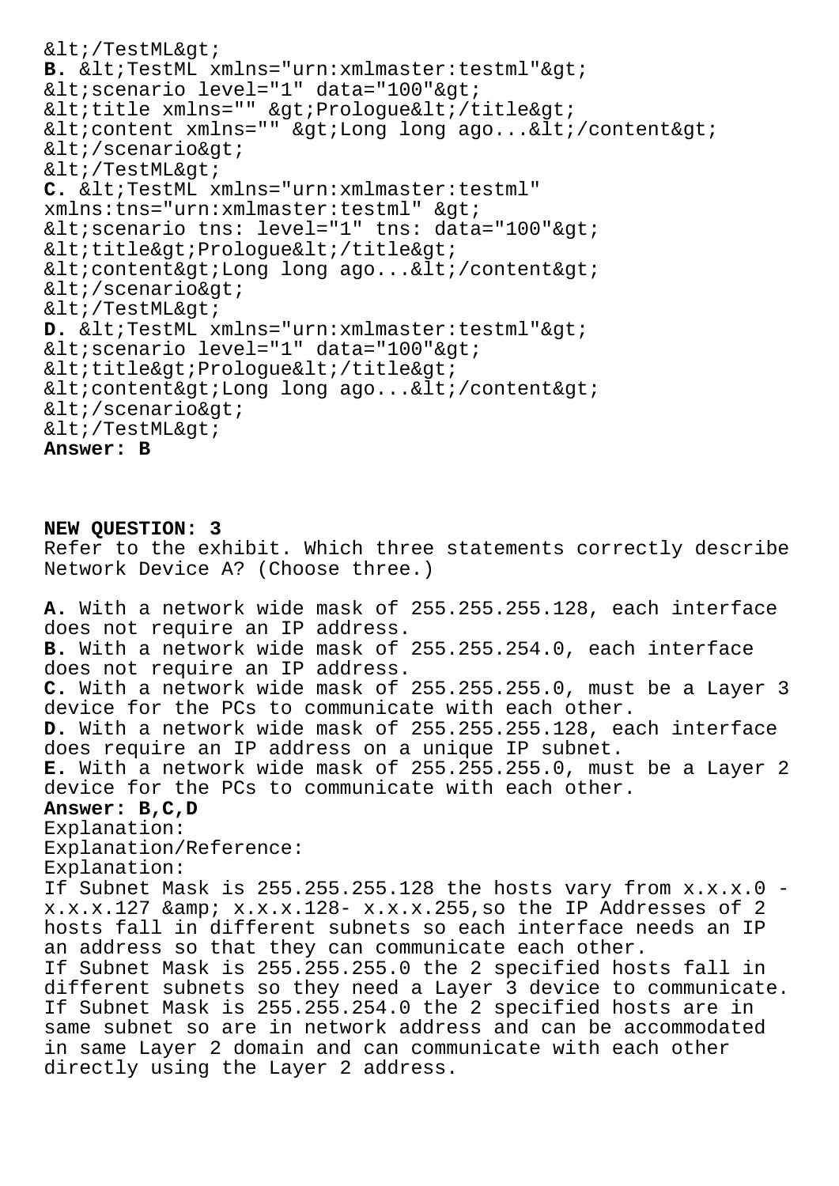&lt;/TestML&gt;
**B.** &lt;TestML xmlns="urn:xmlmaster:testml"&gt;
&lt;scenario level="1" data="100"&gt;
&lt;title xmlns="" &gt;Prologue&lt;/title&gt;
&lt;content xmlns="" &gt;Long long ago...&lt;/content&gt;
&lt;/scenario&gt;
&lt;/TestML&gt;
**C.** &lt;TestML xmlns="urn:xmlmaster:testml"
xmlns:tns="urn:xmlmaster:testml" &gt;
&lt;scenario tns: level="1" tns: data="100"&gt;
&lt;title&gt;Prologue&lt;/title&gt;
&lt;content&gt;Long long ago...&lt;/content&gt;
&lt;/scenario&gt;
&lt;/TestML&gt;
**D.** &lt;TestML xmlns="urn:xmlmaster:testml"&gt;
&lt;scenario level="1" data="100"&gt;
&lt;title&gt;Prologue&lt;/title&gt;
&lt;content&gt;Long long ago...&lt;/content&gt;
&lt;/scenario&gt;
&lt;/TestML&gt;
**Answer: B**

**NEW QUESTION: 3**
Refer to the exhibit. Which three statements correctly describe Network Device A? (Choose three.)

**A.** With a network wide mask of 255.255.255.128, each interface does not require an IP address.
**B.** With a network wide mask of 255.255.254.0, each interface does not require an IP address.
**C.** With a network wide mask of 255.255.255.0, must be a Layer 3 device for the PCs to communicate with each other.
**D.** With a network wide mask of 255.255.255.128, each interface does require an IP address on a unique IP subnet.
**E.** With a network wide mask of 255.255.255.0, must be a Layer 2 device for the PCs to communicate with each other.
**Answer: B,C,D**
Explanation:
Explanation/Reference:
Explanation:
If Subnet Mask is 255.255.255.128 the hosts vary from x.x.x.0 - x.x.x.127 &amp; x.x.x.128- x.x.x.255,so the IP Addresses of 2 hosts fall in different subnets so each interface needs an IP an address so that they can communicate each other.
If Subnet Mask is 255.255.255.0 the 2 specified hosts fall in different subnets so they need a Layer 3 device to communicate.
If Subnet Mask is 255.255.254.0 the 2 specified hosts are in same subnet so are in network address and can be accommodated in same Layer 2 domain and can communicate with each other directly using the Layer 2 address.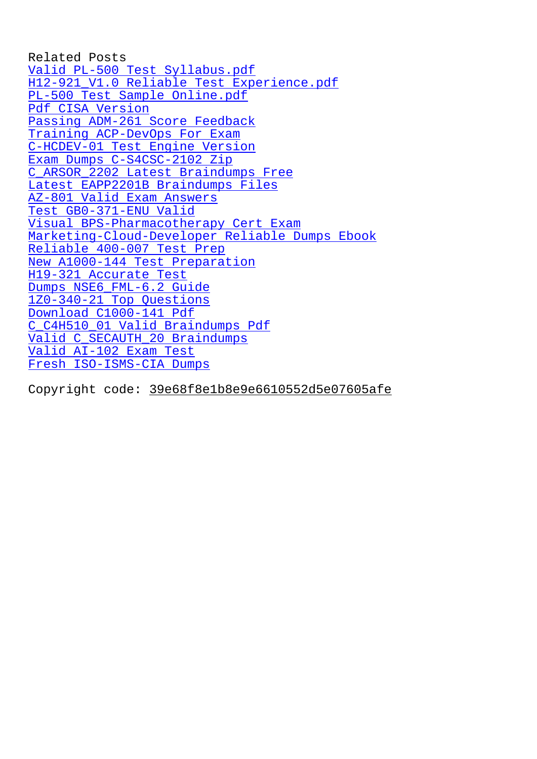Related Posts
Valid PL-500 Test Syllabus.pdf
H12-921_V1.0 Reliable Test Experience.pdf
PL-500 Test Sample Online.pdf
Pdf CISA Version
Passing ADM-261 Score Feedback
Training ACP-DevOps For Exam
C-HCDEV-01 Test Engine Version
Exam Dumps C-S4CSC-2102 Zip
C_ARSOR_2202 Latest Braindumps Free
Latest EAPP2201B Braindumps Files
AZ-801 Valid Exam Answers
Test GB0-371-ENU Valid
Visual BPS-Pharmacotherapy Cert Exam
Marketing-Cloud-Developer Reliable Dumps Ebook
Reliable 400-007 Test Prep
New A1000-144 Test Preparation
H19-321 Accurate Test
Dumps NSE6_FML-6.2 Guide
1Z0-340-21 Top Questions
Download C1000-141 Pdf
C_C4H510_01 Valid Braindumps Pdf
Valid C_SECAUTH_20 Braindumps
Valid AI-102 Exam Test
Fresh ISO-ISMS-CIA Dumps

Copyright code: 39e68f8e1b8e9e6610552d5e07605afe